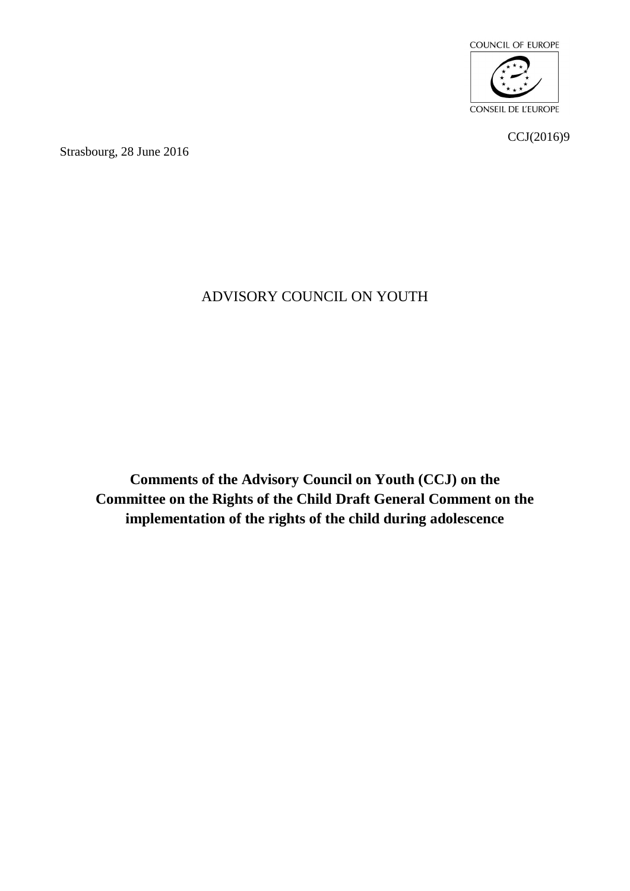COUNCIL OF EUROPE

CONSEIL DE L'EUROPE

CCJ(2016)9

Strasbourg, 28 June 2016

ADVISORY COUNCIL ON YOUTH

# Comments of the Advisory Council on Youth (CCJ) on the Committee on the Rights of the Child Draft General Comment on the implementation of the rights of the child during adolescence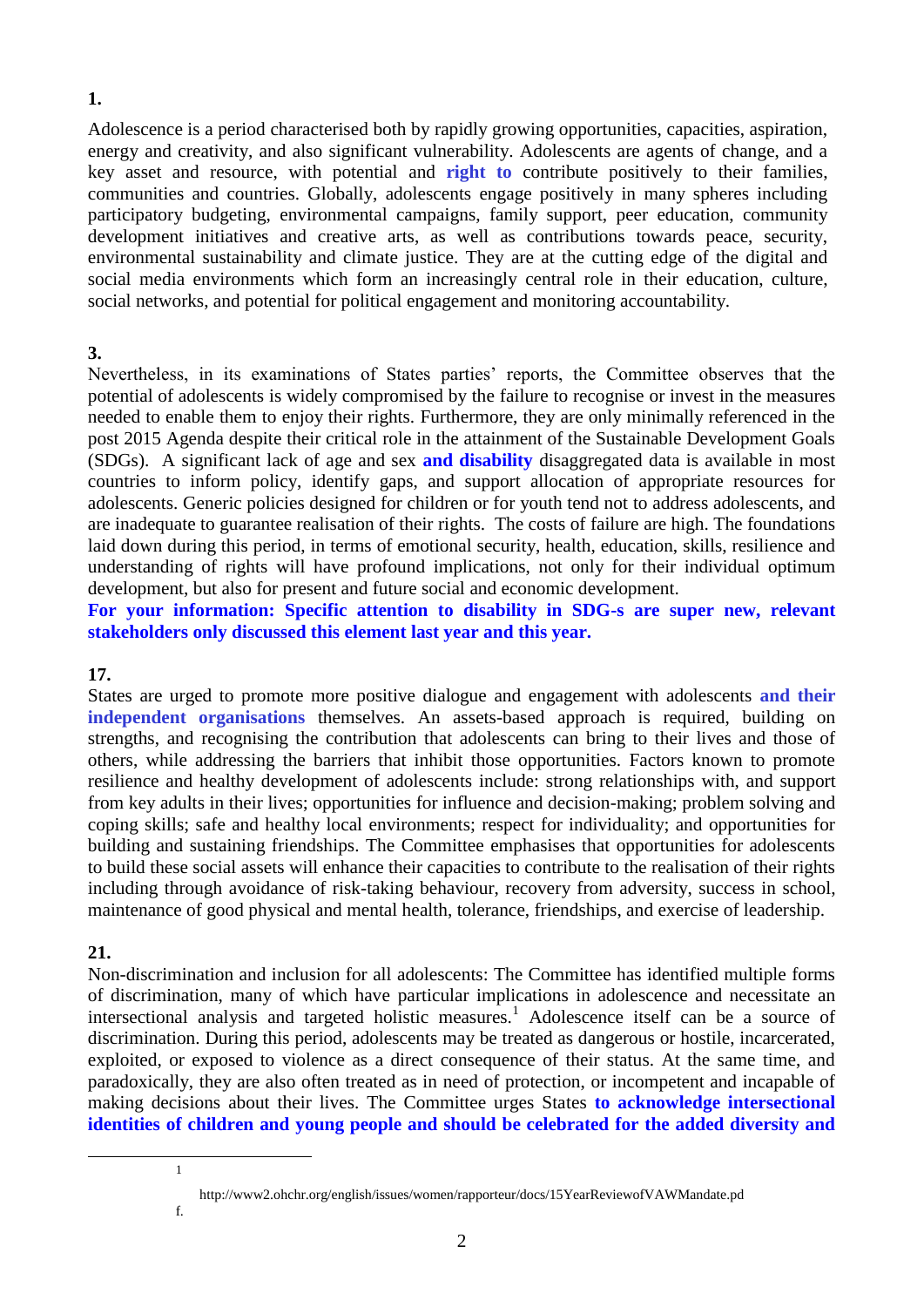**1.**

Adolescence is a period characterised both by rapidly growing opportunities, capacities, aspiration, energy and creativity, and also significant vulnerability. Adolescents are agents of change, and a key asset and resource, with potential and **right to** contribute positively to their families, communities and countries. Globally, adolescents engage positively in many spheres including participatory budgeting, environmental campaigns, family support, peer education, community development initiatives and creative arts, as well as contributions towards peace, security, environmental sustainability and climate justice. They are at the cutting edge of the digital and social media environments which form an increasingly central role in their education, culture, social networks, and potential for political engagement and monitoring accountability.

**3.**

Nevertheless, in its examinations of States parties' reports, the Committee observes that the potential of adolescents is widely compromised by the failure to recognise or invest in the measures needed to enable them to enjoy their rights. Furthermore, they are only minimally referenced in the post 2015 Agenda despite their critical role in the attainment of the Sustainable Development Goals (SDGs). A significant lack of age and sex **and disability** disaggregated data is available in most countries to inform policy, identify gaps, and support allocation of appropriate resources for adolescents. Generic policies designed for children or for youth tend not to address adolescents, and are inadequate to guarantee realisation of their rights. The costs of failure are high. The foundations laid down during this period, in terms of emotional security, health, education, skills, resilience and understanding of rights will have profound implications, not only for their individual optimum development, but also for present and future social and economic development.

**For your information: Specific attention to disability in SDG-s are super new, relevant stakeholders only discussed this element last year and this year.**

**17.**

States are urged to promote more positive dialogue and engagement with adolescents **and their independent organisations** themselves. An assets-based approach is required, building on strengths, and recognising the contribution that adolescents can bring to their lives and those of others, while addressing the barriers that inhibit those opportunities. Factors known to promote resilience and healthy development of adolescents include: strong relationships with, and support from key adults in their lives; opportunities for influence and decision-making; problem solving and coping skills; safe and healthy local environments; respect for individuality; and opportunities for building and sustaining friendships. The Committee emphasises that opportunities for adolescents to build these social assets will enhance their capacities to contribute to the realisation of their rights including through avoidance of risk-taking behaviour, recovery from adversity, success in school, maintenance of good physical and mental health, tolerance, friendships, and exercise of leadership.

**21.**

Non-discrimination and inclusion for all adolescents: The Committee has identified multiple forms of discrimination, many of which have particular implications in adolescence and necessitate an intersectional analysis and targeted holistic measures.[1] Adolescence itself can be a source of discrimination. During this period, adolescents may be treated as dangerous or hostile, incarcerated, exploited, or exposed to violence as a direct consequence of their status. At the same time, and paradoxically, they are also often treated as in need of protection, or incompetent and incapable of making decisions about their lives. The Committee urges States **to acknowledge intersectional identities of children and young people and should be celebrated for the added diversity and**

---

[1] http://www2.ohchr.org/english/issues/women/rapporteur/docs/15YearReviewofVAWMandate.pdf.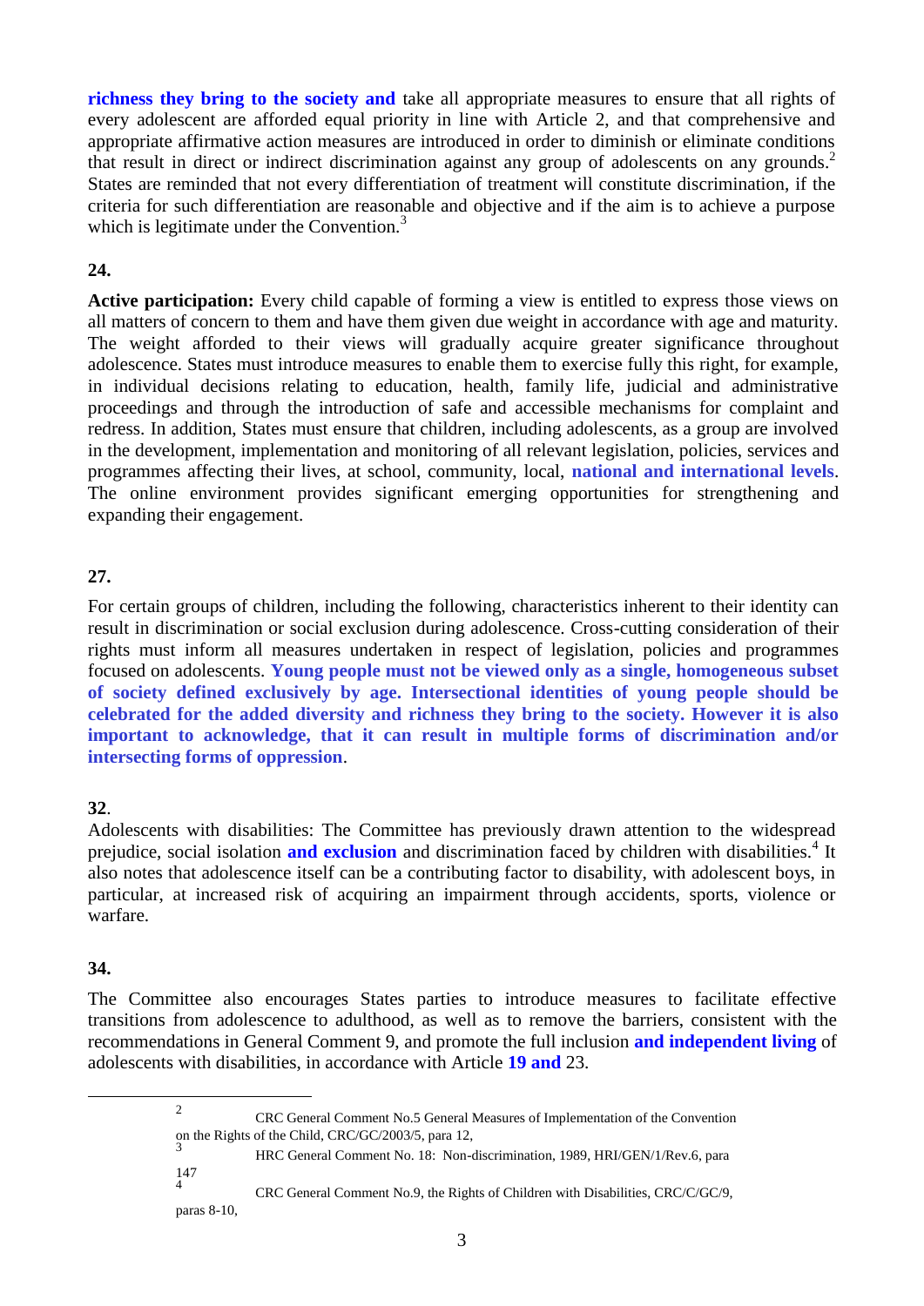**richness they bring to the society and** take all appropriate measures to ensure that all rights of every adolescent are afforded equal priority in line with Article 2, and that comprehensive and appropriate affirmative action measures are introduced in order to diminish or eliminate conditions that result in direct or indirect discrimination against any group of adolescents on any grounds.[2] States are reminded that not every differentiation of treatment will constitute discrimination, if the criteria for such differentiation are reasonable and objective and if the aim is to achieve a purpose which is legitimate under the Convention.[3]

**24.**

**Active participation:** Every child capable of forming a view is entitled to express those views on all matters of concern to them and have them given due weight in accordance with age and maturity. The weight afforded to their views will gradually acquire greater significance throughout adolescence. States must introduce measures to enable them to exercise fully this right, for example, in individual decisions relating to education, health, family life, judicial and administrative proceedings and through the introduction of safe and accessible mechanisms for complaint and redress. In addition, States must ensure that children, including adolescents, as a group are involved in the development, implementation and monitoring of all relevant legislation, policies, services and programmes affecting their lives, at school, community, local, **national and international levels**. The online environment provides significant emerging opportunities for strengthening and expanding their engagement.

**27.**

For certain groups of children, including the following, characteristics inherent to their identity can result in discrimination or social exclusion during adolescence. Cross-cutting consideration of their rights must inform all measures undertaken in respect of legislation, policies and programmes focused on adolescents. **Young people must not be viewed only as a single, homogeneous subset of society defined exclusively by age. Intersectional identities of young people should be celebrated for the added diversity and richness they bring to the society. However it is also important to acknowledge, that it can result in multiple forms of discrimination and/or intersecting forms of oppression**.

**32**.

Adolescents with disabilities: The Committee has previously drawn attention to the widespread prejudice, social isolation **and exclusion** and discrimination faced by children with disabilities.[4] It also notes that adolescence itself can be a contributing factor to disability, with adolescent boys, in particular, at increased risk of acquiring an impairment through accidents, sports, violence or warfare.

**34.**

The Committee also encourages States parties to introduce measures to facilitate effective transitions from adolescence to adulthood, as well as to remove the barriers, consistent with the recommendations in General Comment 9, and promote the full inclusion **and independent living** of adolescents with disabilities, in accordance with Article **19 and** 23.

---

[2] CRC General Comment No.5 General Measures of Implementation of the Convention on the Rights of the Child, CRC/GC/2003/5, para 12,

[3] HRC General Comment No. 18: Non-discrimination, 1989, HRI/GEN/1/Rev.6, para 147

[4] CRC General Comment No.9, the Rights of Children with Disabilities, CRC/C/GC/9, paras 8-10,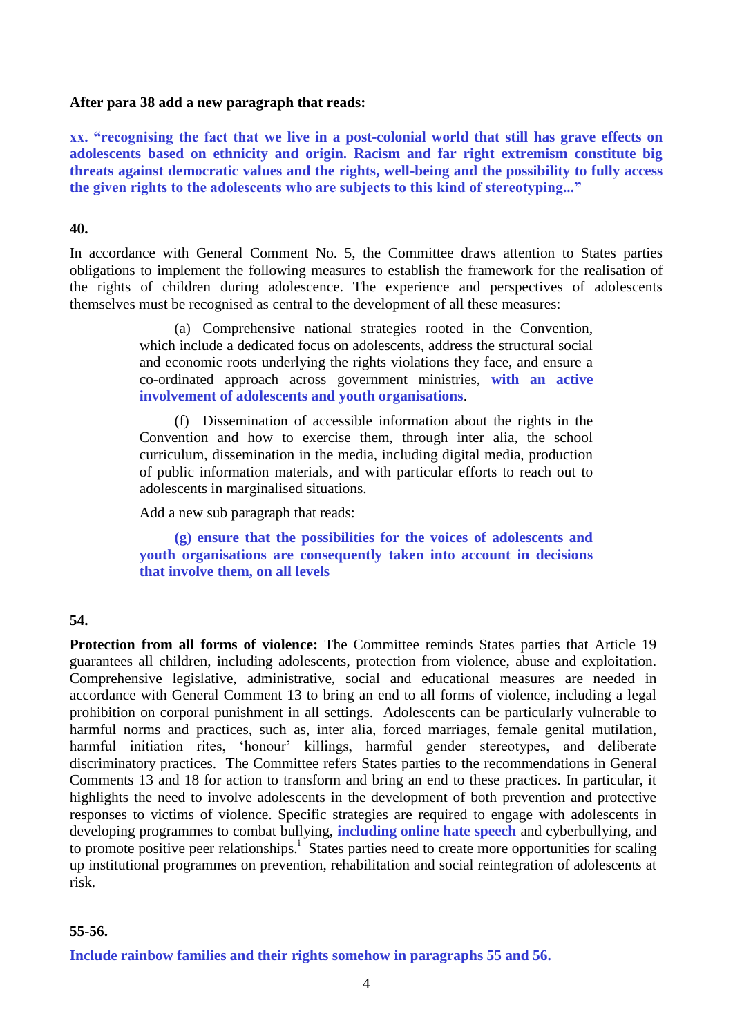**After para 38 add a new paragraph that reads:**

**xx. "recognising the fact that we live in a post-colonial world that still has grave effects on adolescents based on ethnicity and origin. Racism and far right extremism constitute big threats against democratic values and the rights, well-being and the possibility to fully access the given rights to the adolescents who are subjects to this kind of stereotyping..."**

**40.**

In accordance with General Comment No. 5, the Committee draws attention to States parties obligations to implement the following measures to establish the framework for the realisation of the rights of children during adolescence. The experience and perspectives of adolescents themselves must be recognised as central to the development of all these measures:

> (a) Comprehensive national strategies rooted in the Convention, which include a dedicated focus on adolescents, address the structural social and economic roots underlying the rights violations they face, and ensure a co-ordinated approach across government ministries, **with an active involvement of adolescents and youth organisations**.
>
> (f) Dissemination of accessible information about the rights in the Convention and how to exercise them, through inter alia, the school curriculum, dissemination in the media, including digital media, production of public information materials, and with particular efforts to reach out to adolescents in marginalised situations.
>
> Add a new sub paragraph that reads:
>
> **(g) ensure that the possibilities for the voices of adolescents and youth organisations are consequently taken into account in decisions that involve them, on all levels**

**54.**

**Protection from all forms of violence:** The Committee reminds States parties that Article 19 guarantees all children, including adolescents, protection from violence, abuse and exploitation. Comprehensive legislative, administrative, social and educational measures are needed in accordance with General Comment 13 to bring an end to all forms of violence, including a legal prohibition on corporal punishment in all settings. Adolescents can be particularly vulnerable to harmful norms and practices, such as, inter alia, forced marriages, female genital mutilation, harmful initiation rites, 'honour' killings, harmful gender stereotypes, and deliberate discriminatory practices. The Committee refers States parties to the recommendations in General Comments 13 and 18 for action to transform and bring an end to these practices. In particular, it highlights the need to involve adolescents in the development of both prevention and protective responses to victims of violence. Specific strategies are required to engage with adolescents in developing programmes to combat bullying, **including online hate speech** and cyberbullying, and to promote positive peer relationships.[i] States parties need to create more opportunities for scaling up institutional programmes on prevention, rehabilitation and social reintegration of adolescents at risk.

**55-56.**

**Include rainbow families and their rights somehow in paragraphs 55 and 56.**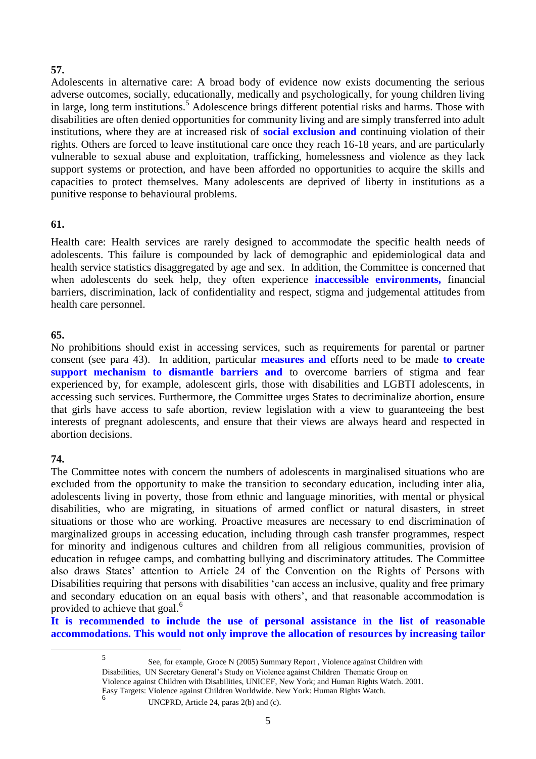**57.**

Adolescents in alternative care: A broad body of evidence now exists documenting the serious adverse outcomes, socially, educationally, medically and psychologically, for young children living in large, long term institutions.[5] Adolescence brings different potential risks and harms. Those with disabilities are often denied opportunities for community living and are simply transferred into adult institutions, where they are at increased risk of **social exclusion and** continuing violation of their rights. Others are forced to leave institutional care once they reach 16-18 years, and are particularly vulnerable to sexual abuse and exploitation, trafficking, homelessness and violence as they lack support systems or protection, and have been afforded no opportunities to acquire the skills and capacities to protect themselves. Many adolescents are deprived of liberty in institutions as a punitive response to behavioural problems.

**61.**

Health care: Health services are rarely designed to accommodate the specific health needs of adolescents. This failure is compounded by lack of demographic and epidemiological data and health service statistics disaggregated by age and sex. In addition, the Committee is concerned that when adolescents do seek help, they often experience **inaccessible environments,** financial barriers, discrimination, lack of confidentiality and respect, stigma and judgemental attitudes from health care personnel.

**65.**

No prohibitions should exist in accessing services, such as requirements for parental or partner consent (see para 43). In addition, particular **measures and** efforts need to be made **to create support mechanism to dismantle barriers and** to overcome barriers of stigma and fear experienced by, for example, adolescent girls, those with disabilities and LGBTI adolescents, in accessing such services. Furthermore, the Committee urges States to decriminalize abortion, ensure that girls have access to safe abortion, review legislation with a view to guaranteeing the best interests of pregnant adolescents, and ensure that their views are always heard and respected in abortion decisions.

**74.**

The Committee notes with concern the numbers of adolescents in marginalised situations who are excluded from the opportunity to make the transition to secondary education, including inter alia, adolescents living in poverty, those from ethnic and language minorities, with mental or physical disabilities, who are migrating, in situations of armed conflict or natural disasters, in street situations or those who are working. Proactive measures are necessary to end discrimination of marginalized groups in accessing education, including through cash transfer programmes, respect for minority and indigenous cultures and children from all religious communities, provision of education in refugee camps, and combatting bullying and discriminatory attitudes. The Committee also draws States' attention to Article 24 of the Convention on the Rights of Persons with Disabilities requiring that persons with disabilities 'can access an inclusive, quality and free primary and secondary education on an equal basis with others', and that reasonable accommodation is provided to achieve that goal.[6]

**It is recommended to include the use of personal assistance in the list of reasonable accommodations. This would not only improve the allocation of resources by increasing tailor**

---

[5] See, for example, Groce N (2005) Summary Report , Violence against Children with Disabilities, UN Secretary General's Study on Violence against Children Thematic Group on Violence against Children with Disabilities, UNICEF, New York; and Human Rights Watch. 2001. Easy Targets: Violence against Children Worldwide. New York: Human Rights Watch.

[6] UNCPRD, Article 24, paras 2(b) and (c).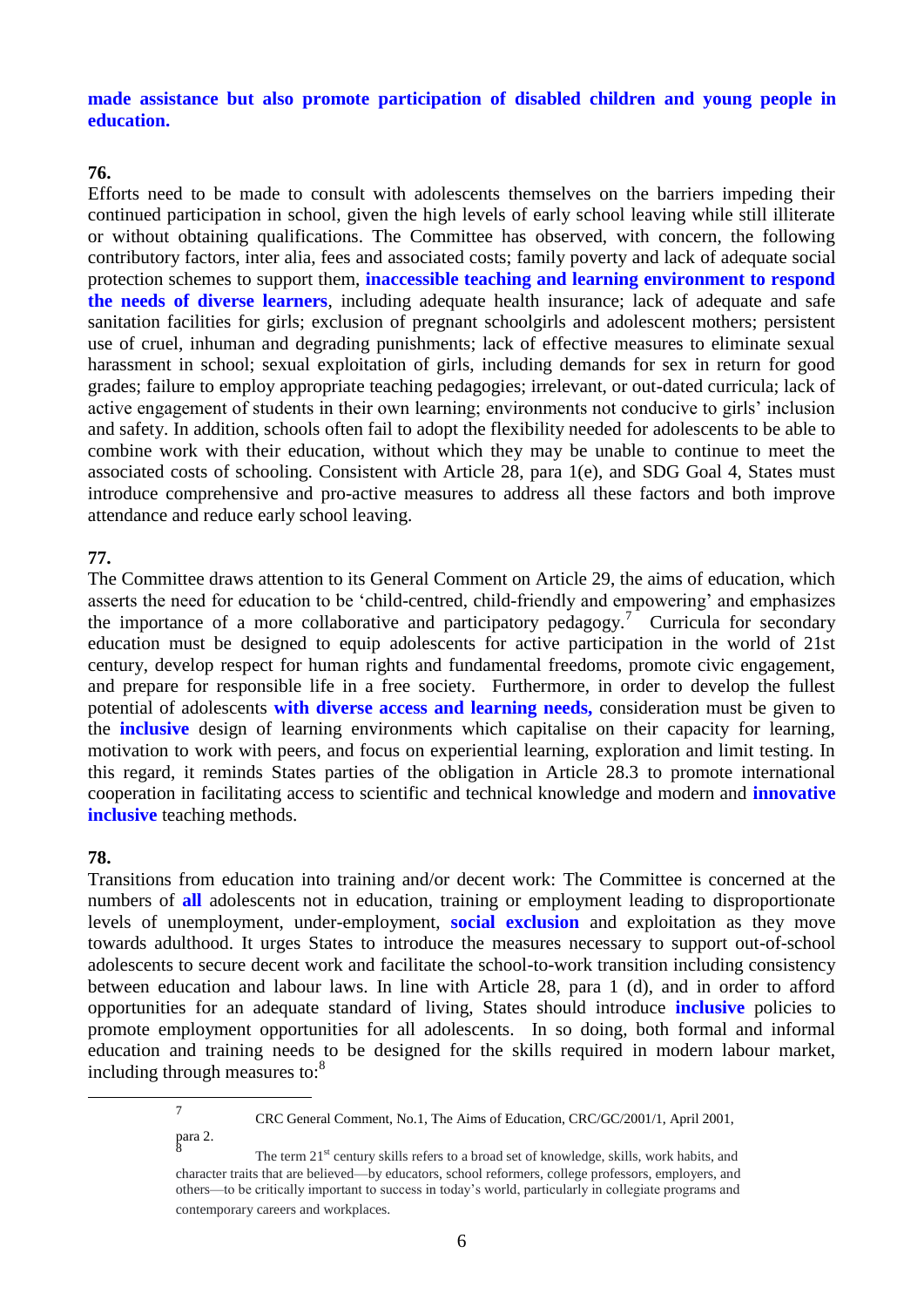**made assistance but also promote participation of disabled children and young people in education.**

**76.**

Efforts need to be made to consult with adolescents themselves on the barriers impeding their continued participation in school, given the high levels of early school leaving while still illiterate or without obtaining qualifications. The Committee has observed, with concern, the following contributory factors, inter alia, fees and associated costs; family poverty and lack of adequate social protection schemes to support them, **inaccessible teaching and learning environment to respond the needs of diverse learners**, including adequate health insurance; lack of adequate and safe sanitation facilities for girls; exclusion of pregnant schoolgirls and adolescent mothers; persistent use of cruel, inhuman and degrading punishments; lack of effective measures to eliminate sexual harassment in school; sexual exploitation of girls, including demands for sex in return for good grades; failure to employ appropriate teaching pedagogies; irrelevant, or out-dated curricula; lack of active engagement of students in their own learning; environments not conducive to girls' inclusion and safety. In addition, schools often fail to adopt the flexibility needed for adolescents to be able to combine work with their education, without which they may be unable to continue to meet the associated costs of schooling. Consistent with Article 28, para 1(e), and SDG Goal 4, States must introduce comprehensive and pro-active measures to address all these factors and both improve attendance and reduce early school leaving.

**77.**

The Committee draws attention to its General Comment on Article 29, the aims of education, which asserts the need for education to be 'child-centred, child-friendly and empowering' and emphasizes the importance of a more collaborative and participatory pedagogy.[7] Curricula for secondary education must be designed to equip adolescents for active participation in the world of 21st century, develop respect for human rights and fundamental freedoms, promote civic engagement, and prepare for responsible life in a free society. Furthermore, in order to develop the fullest potential of adolescents **with diverse access and learning needs,** consideration must be given to the **inclusive** design of learning environments which capitalise on their capacity for learning, motivation to work with peers, and focus on experiential learning, exploration and limit testing. In this regard, it reminds States parties of the obligation in Article 28.3 to promote international cooperation in facilitating access to scientific and technical knowledge and modern and **innovative inclusive** teaching methods.

**78.**

Transitions from education into training and/or decent work: The Committee is concerned at the numbers of **all** adolescents not in education, training or employment leading to disproportionate levels of unemployment, under-employment, **social exclusion** and exploitation as they move towards adulthood. It urges States to introduce the measures necessary to support out-of-school adolescents to secure decent work and facilitate the school-to-work transition including consistency between education and labour laws. In line with Article 28, para 1 (d), and in order to afford opportunities for an adequate standard of living, States should introduce **inclusive** policies to promote employment opportunities for all adolescents. In so doing, both formal and informal education and training needs to be designed for the skills required in modern labour market, including through measures to:[8]

---

[7] CRC General Comment, No.1, The Aims of Education, CRC/GC/2001/1, April 2001, para 2.

[8] The term 21st century skills refers to a broad set of knowledge, skills, work habits, and character traits that are believed—by educators, school reformers, college professors, employers, and others—to be critically important to success in today's world, particularly in collegiate programs and contemporary careers and workplaces.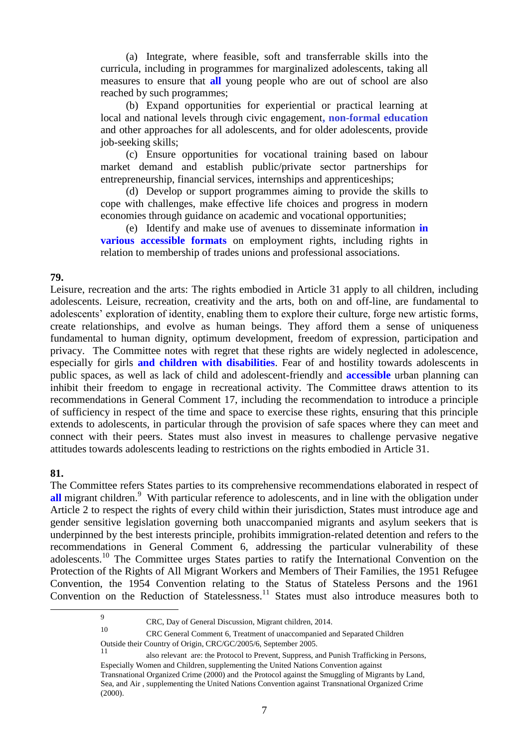(a) Integrate, where feasible, soft and transferrable skills into the curricula, including in programmes for marginalized adolescents, taking all measures to ensure that **all** young people who are out of school are also reached by such programmes;

(b) Expand opportunities for experiential or practical learning at local and national levels through civic engagement**, non-formal education** and other approaches for all adolescents, and for older adolescents, provide job-seeking skills;

(c) Ensure opportunities for vocational training based on labour market demand and establish public/private sector partnerships for entrepreneurship, financial services, internships and apprenticeships;

(d) Develop or support programmes aiming to provide the skills to cope with challenges, make effective life choices and progress in modern economies through guidance on academic and vocational opportunities;

(e) Identify and make use of avenues to disseminate information **in various accessible formats** on employment rights, including rights in relation to membership of trades unions and professional associations.

**79.**

Leisure, recreation and the arts: The rights embodied in Article 31 apply to all children, including adolescents. Leisure, recreation, creativity and the arts, both on and off-line, are fundamental to adolescents' exploration of identity, enabling them to explore their culture, forge new artistic forms, create relationships, and evolve as human beings. They afford them a sense of uniqueness fundamental to human dignity, optimum development, freedom of expression, participation and privacy. The Committee notes with regret that these rights are widely neglected in adolescence, especially for girls **and children with disabilities**. Fear of and hostility towards adolescents in public spaces, as well as lack of child and adolescent-friendly and **accessible** urban planning can inhibit their freedom to engage in recreational activity. The Committee draws attention to its recommendations in General Comment 17, including the recommendation to introduce a principle of sufficiency in respect of the time and space to exercise these rights, ensuring that this principle extends to adolescents, in particular through the provision of safe spaces where they can meet and connect with their peers. States must also invest in measures to challenge pervasive negative attitudes towards adolescents leading to restrictions on the rights embodied in Article 31.

**81.**

The Committee refers States parties to its comprehensive recommendations elaborated in respect of **all** migrant children.[9] With particular reference to adolescents, and in line with the obligation under Article 2 to respect the rights of every child within their jurisdiction, States must introduce age and gender sensitive legislation governing both unaccompanied migrants and asylum seekers that is underpinned by the best interests principle, prohibits immigration-related detention and refers to the recommendations in General Comment 6, addressing the particular vulnerability of these adolescents.[10] The Committee urges States parties to ratify the International Convention on the Protection of the Rights of All Migrant Workers and Members of Their Families, the 1951 Refugee Convention, the 1954 Convention relating to the Status of Stateless Persons and the 1961 Convention on the Reduction of Statelessness.[11] States must also introduce measures both to

---

[9] CRC, Day of General Discussion, Migrant children, 2014.

[10] CRC General Comment 6, Treatment of unaccompanied and Separated Children Outside their Country of Origin, CRC/GC/2005/6, September 2005.

[11] also relevant are: the Protocol to Prevent, Suppress, and Punish Trafficking in Persons, Especially Women and Children, supplementing the United Nations Convention against Transnational Organized Crime (2000) and the Protocol against the Smuggling of Migrants by Land, Sea, and Air , supplementing the United Nations Convention against Transnational Organized Crime (2000).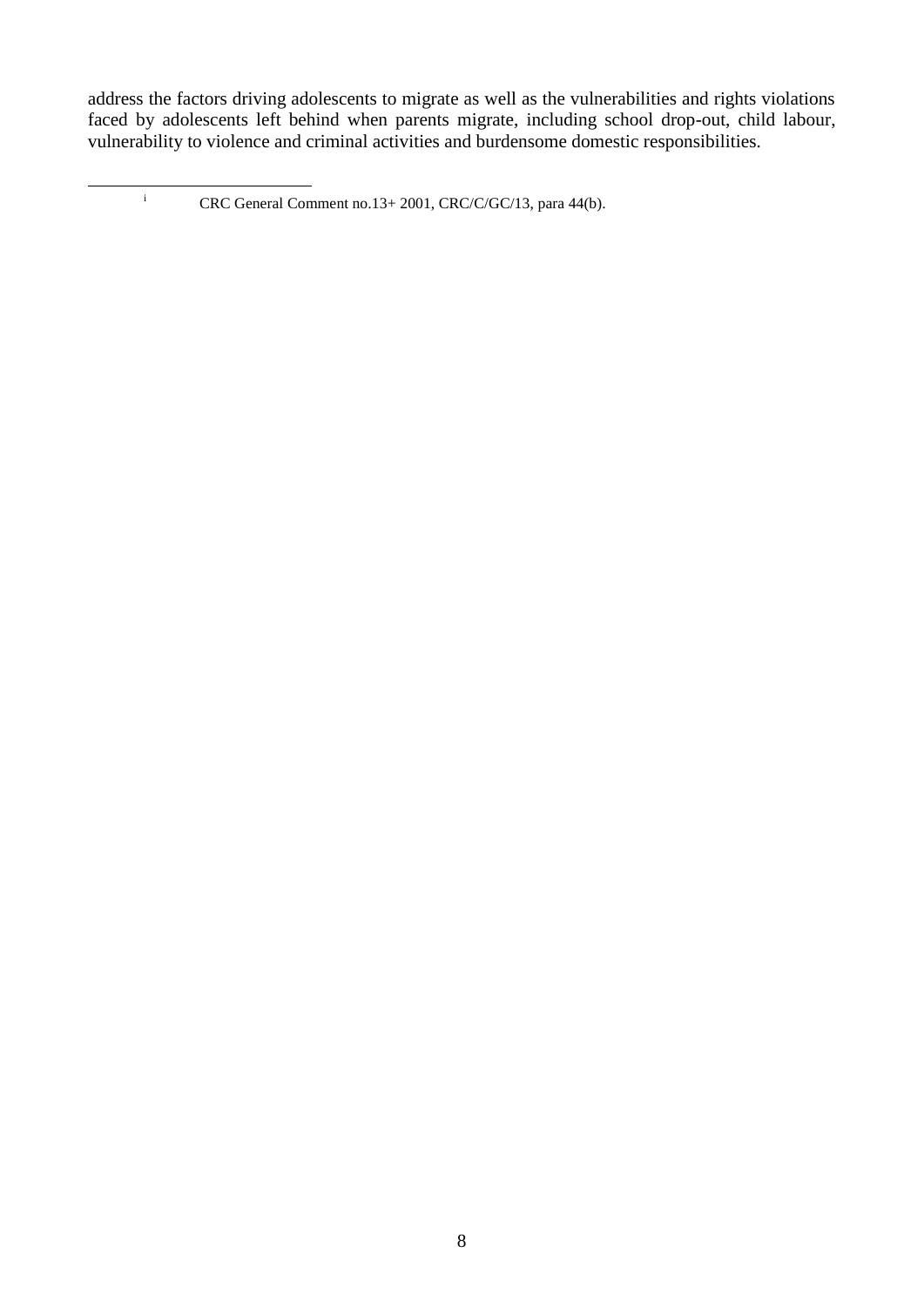address the factors driving adolescents to migrate as well as the vulnerabilities and rights violations faced by adolescents left behind when parents migrate, including school drop-out, child labour, vulnerability to violence and criminal activities and burdensome domestic responsibilities.

---

[i] CRC General Comment no.13+ 2001, CRC/C/GC/13, para 44(b).